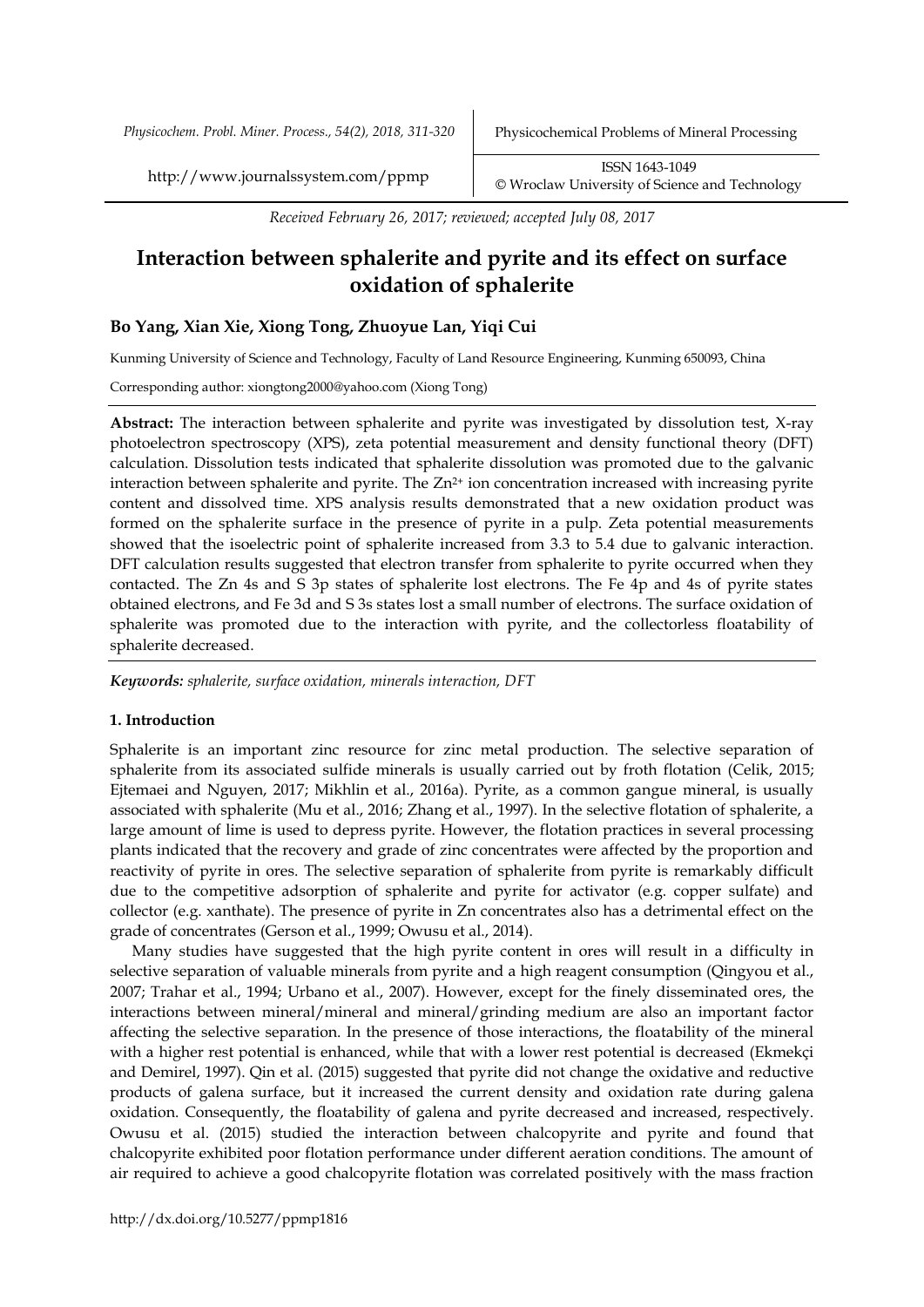Received February 26, 2017; reviewed; accepted July 08, 2017

# Interaction between sphalerite and pyrite and its effect on surface oxidation of sphalerite

**Bo Yang, Xian Xie, Xiong Tong, Zhuoyue Lan, Yiqi Cui**

Kunming University of Science and Technology, Faculty of Land Resource Engineering, Kunming 650093, China

Corresponding author: xiongtong2000@yahoo.com (Xiong Tong)

**Abstract:** The interaction between sphalerite and pyrite was investigated by dissolution test, X-ray photoelectron spectroscopy (XPS), zeta potential measurement and density functional theory (DFT) calculation. Dissolution tests indicated that sphalerite dissolution was promoted due to the galvanic interaction between sphalerite and pyrite. The $Zn^{2+}$ ion concentration increased with increasing pyrite content and dissolved time. XPS analysis results demonstrated that a new oxidation product was formed on the sphalerite surface in the presence of pyrite in a pulp. Zeta potential measurements showed that the isoelectric point of sphalerite increased from 3.3 to 5.4 due to galvanic interaction. DFT calculation results suggested that electron transfer from sphalerite to pyrite occurred when they contacted. The Zn 4s and S 3p states of sphalerite lost electrons. The Fe 4p and 4s of pyrite states obtained electrons, and Fe 3d and S 3s states lost a small number of electrons. The surface oxidation of sphalerite was promoted due to the interaction with pyrite, and the collectorless floatability of sphalerite decreased.

***Keywords:*** *sphalerite, surface oxidation, minerals interaction, DFT*

## 1. Introduction

Sphalerite is an important zinc resource for zinc metal production. The selective separation of sphalerite from its associated sulfide minerals is usually carried out by froth flotation (Celik, 2015; Ejtemaei and Nguyen, 2017; Mikhlin et al., 2016a). Pyrite, as a common gangue mineral, is usually associated with sphalerite (Mu et al., 2016; Zhang et al., 1997). In the selective flotation of sphalerite, a large amount of lime is used to depress pyrite. However, the flotation practices in several processing plants indicated that the recovery and grade of zinc concentrates were affected by the proportion and reactivity of pyrite in ores. The selective separation of sphalerite from pyrite is remarkably difficult due to the competitive adsorption of sphalerite and pyrite for activator (e.g. copper sulfate) and collector (e.g. xanthate). The presence of pyrite in Zn concentrates also has a detrimental effect on the grade of concentrates (Gerson et al., 1999; Owusu et al., 2014).

Many studies have suggested that the high pyrite content in ores will result in a difficulty in selective separation of valuable minerals from pyrite and a high reagent consumption (Qingyou et al., 2007; Trahar et al., 1994; Urbano et al., 2007). However, except for the finely disseminated ores, the interactions between mineral/mineral and mineral/grinding medium are also an important factor affecting the selective separation. In the presence of those interactions, the floatability of the mineral with a higher rest potential is enhanced, while that with a lower rest potential is decreased (Ekmekçi and Demirel, 1997). Qin et al. (2015) suggested that pyrite did not change the oxidative and reductive products of galena surface, but it increased the current density and oxidation rate during galena oxidation. Consequently, the floatability of galena and pyrite decreased and increased, respectively. Owusu et al. (2015) studied the interaction between chalcopyrite and pyrite and found that chalcopyrite exhibited poor flotation performance under different aeration conditions. The amount of air required to achieve a good chalcopyrite flotation was correlated positively with the mass fraction

http://dx.doi.org/10.5277/ppmp1816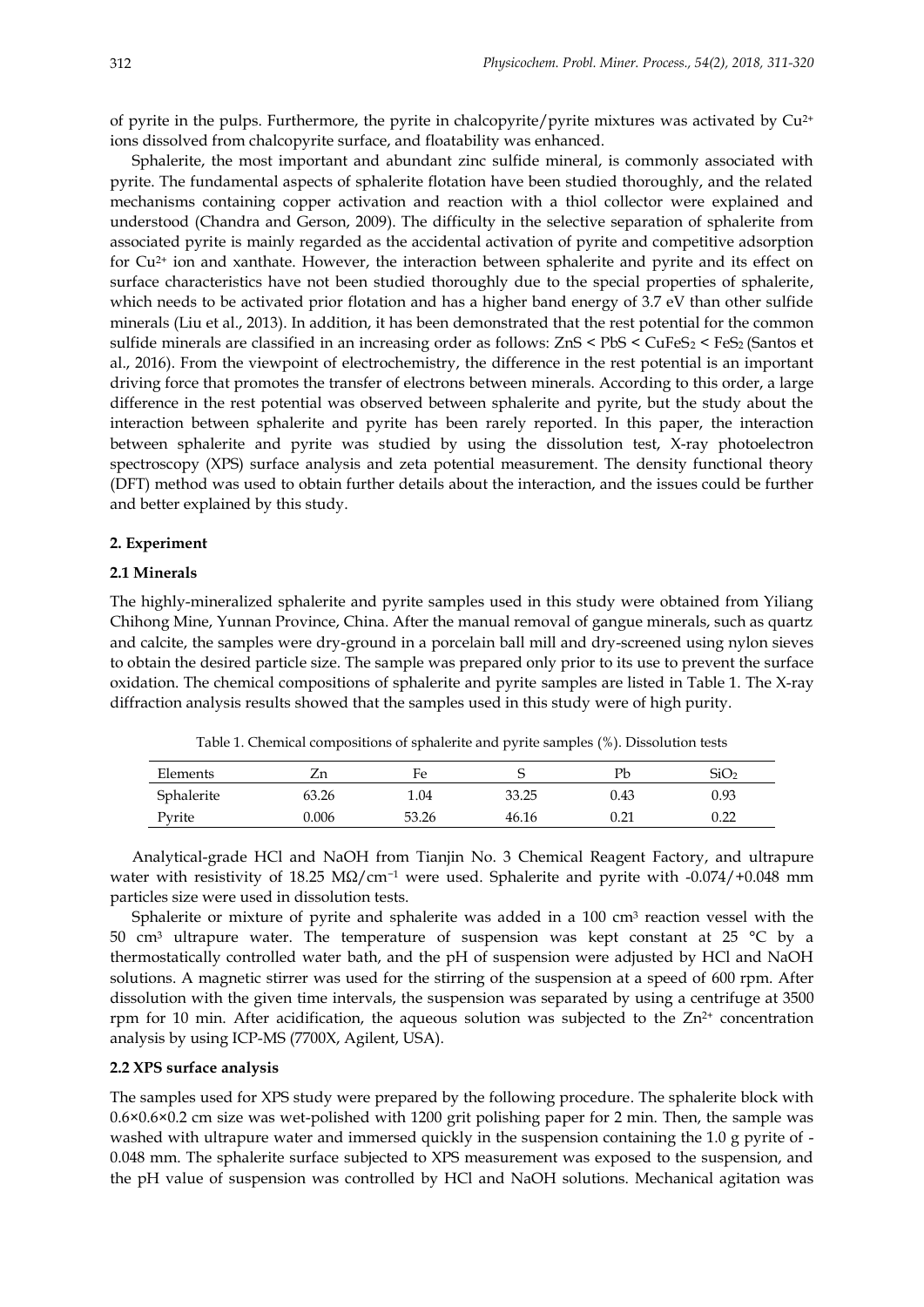of pyrite in the pulps. Furthermore, the pyrite in chalcopyrite/pyrite mixtures was activated by $Cu^{2+}$ ions dissolved from chalcopyrite surface, and floatability was enhanced.

Sphalerite, the most important and abundant zinc sulfide mineral, is commonly associated with pyrite. The fundamental aspects of sphalerite flotation have been studied thoroughly, and the related mechanisms containing copper activation and reaction with a thiol collector were explained and understood (Chandra and Gerson, 2009). The difficulty in the selective separation of sphalerite from associated pyrite is mainly regarded as the accidental activation of pyrite and competitive adsorption for $Cu^{2+}$ ion and xanthate. However, the interaction between sphalerite and pyrite and its effect on surface characteristics have not been studied thoroughly due to the special properties of sphalerite, which needs to be activated prior flotation and has a higher band energy of 3.7 eV than other sulfide minerals (Liu et al., 2013). In addition, it has been demonstrated that the rest potential for the common sulfide minerals are classified in an increasing order as follows: $ZnS < PbS < CuFeS_2 < FeS_2$ (Santos et al., 2016). From the viewpoint of electrochemistry, the difference in the rest potential is an important driving force that promotes the transfer of electrons between minerals. According to this order, a large difference in the rest potential was observed between sphalerite and pyrite, but the study about the interaction between sphalerite and pyrite has been rarely reported. In this paper, the interaction between sphalerite and pyrite was studied by using the dissolution test, X-ray photoelectron spectroscopy (XPS) surface analysis and zeta potential measurement. The density functional theory (DFT) method was used to obtain further details about the interaction, and the issues could be further and better explained by this study.

## 2. Experiment

### 2.1 Minerals

The highly-mineralized sphalerite and pyrite samples used in this study were obtained from Yiliang Chihong Mine, Yunnan Province, China. After the manual removal of gangue minerals, such as quartz and calcite, the samples were dry-ground in a porcelain ball mill and dry-screened using nylon sieves to obtain the desired particle size. The sample was prepared only prior to its use to prevent the surface oxidation. The chemical compositions of sphalerite and pyrite samples are listed in Table 1. The X-ray diffraction analysis results showed that the samples used in this study were of high purity.

Table 1. Chemical compositions of sphalerite and pyrite samples (%). Dissolution tests

| Elements | Zn | Fe | S | Pb | $SiO_2$ |
|---|---|---|---|---|---|
| Sphalerite | 63.26 | 1.04 | 33.25 | 0.43 | 0.93 |
| Pyrite | 0.006 | 53.26 | 46.16 | 0.21 | 0.22 |

Analytical-grade HCl and NaOH from Tianjin No. 3 Chemical Reagent Factory, and ultrapure water with resistivity of 18.25 $M\Omega/cm^{-1}$ were used. Sphalerite and pyrite with -0.074/+0.048 mm particles size were used in dissolution tests.

Sphalerite or mixture of pyrite and sphalerite was added in a 100 $cm^3$ reaction vessel with the 50 $cm^3$ ultrapure water. The temperature of suspension was kept constant at 25 °C by a thermostatically controlled water bath, and the pH of suspension were adjusted by HCl and NaOH solutions. A magnetic stirrer was used for the stirring of the suspension at a speed of 600 rpm. After dissolution with the given time intervals, the suspension was separated by using a centrifuge at 3500 rpm for 10 min. After acidification, the aqueous solution was subjected to the $Zn^{2+}$ concentration analysis by using ICP-MS (7700X, Agilent, USA).

### 2.2 XPS surface analysis

The samples used for XPS study were prepared by the following procedure. The sphalerite block with 0.6×0.6×0.2 cm size was wet-polished with 1200 grit polishing paper for 2 min. Then, the sample was washed with ultrapure water and immersed quickly in the suspension containing the 1.0 g pyrite of -0.048 mm. The sphalerite surface subjected to XPS measurement was exposed to the suspension, and the pH value of suspension was controlled by HCl and NaOH solutions. Mechanical agitation was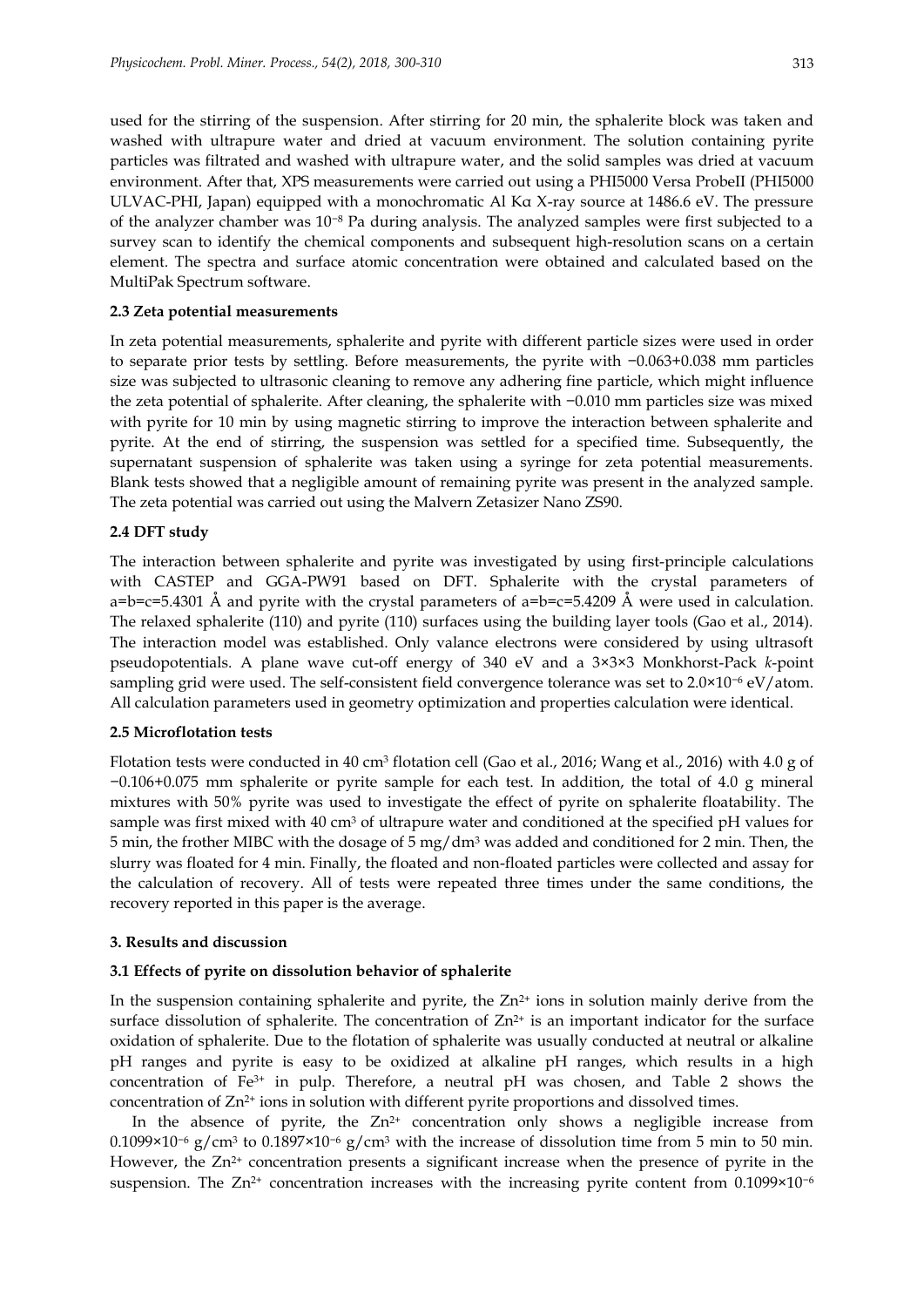used for the stirring of the suspension. After stirring for 20 min, the sphalerite block was taken and washed with ultrapure water and dried at vacuum environment. The solution containing pyrite particles was filtrated and washed with ultrapure water, and the solid samples was dried at vacuum environment. After that, XPS measurements were carried out using a PHI5000 Versa ProbeII (PHI5000 ULVAC-PHI, Japan) equipped with a monochromatic Al Kα X-ray source at 1486.6 eV. The pressure of the analyzer chamber was $10^{-8}$ Pa during analysis. The analyzed samples were first subjected to a survey scan to identify the chemical components and subsequent high-resolution scans on a certain element. The spectra and surface atomic concentration were obtained and calculated based on the MultiPak Spectrum software.

### 2.3 Zeta potential measurements

In zeta potential measurements, sphalerite and pyrite with different particle sizes were used in order to separate prior tests by settling. Before measurements, the pyrite with −0.063+0.038 mm particles size was subjected to ultrasonic cleaning to remove any adhering fine particle, which might influence the zeta potential of sphalerite. After cleaning, the sphalerite with −0.010 mm particles size was mixed with pyrite for 10 min by using magnetic stirring to improve the interaction between sphalerite and pyrite. At the end of stirring, the suspension was settled for a specified time. Subsequently, the supernatant suspension of sphalerite was taken using a syringe for zeta potential measurements. Blank tests showed that a negligible amount of remaining pyrite was present in the analyzed sample. The zeta potential was carried out using the Malvern Zetasizer Nano ZS90.

### 2.4 DFT study

The interaction between sphalerite and pyrite was investigated by using first-principle calculations with CASTEP and GGA-PW91 based on DFT. Sphalerite with the crystal parameters of a=b=c=5.4301 Å and pyrite with the crystal parameters of a=b=c=5.4209 Å were used in calculation. The relaxed sphalerite (110) and pyrite (110) surfaces using the building layer tools (Gao et al., 2014). The interaction model was established. Only valance electrons were considered by using ultrasoft pseudopotentials. A plane wave cut-off energy of 340 eV and a 3×3×3 Monkhorst-Pack *k*-point sampling grid were used. The self-consistent field convergence tolerance was set to $2.0\times10^{-6}$ eV/atom. All calculation parameters used in geometry optimization and properties calculation were identical.

### 2.5 Microflotation tests

Flotation tests were conducted in 40 $cm^3$ flotation cell (Gao et al., 2016; Wang et al., 2016) with 4.0 g of −0.106+0.075 mm sphalerite or pyrite sample for each test. In addition, the total of 4.0 g mineral mixtures with 50% pyrite was used to investigate the effect of pyrite on sphalerite floatability. The sample was first mixed with 40 $cm^3$ of ultrapure water and conditioned at the specified pH values for 5 min, the frother MIBC with the dosage of 5 mg/$dm^3$ was added and conditioned for 2 min. Then, the slurry was floated for 4 min. Finally, the floated and non-floated particles were collected and assay for the calculation of recovery. All of tests were repeated three times under the same conditions, the recovery reported in this paper is the average.

## 3. Results and discussion

### 3.1 Effects of pyrite on dissolution behavior of sphalerite

In the suspension containing sphalerite and pyrite, the $Zn^{2+}$ ions in solution mainly derive from the surface dissolution of sphalerite. The concentration of $Zn^{2+}$ is an important indicator for the surface oxidation of sphalerite. Due to the flotation of sphalerite was usually conducted at neutral or alkaline pH ranges and pyrite is easy to be oxidized at alkaline pH ranges, which results in a high concentration of $Fe^{3+}$ in pulp. Therefore, a neutral pH was chosen, and Table 2 shows the concentration of $Zn^{2+}$ ions in solution with different pyrite proportions and dissolved times.

In the absence of pyrite, the $Zn^{2+}$ concentration only shows a negligible increase from $0.1099\times10^{-6}$ g/$cm^3$ to $0.1897\times10^{-6}$ g/$cm^3$ with the increase of dissolution time from 5 min to 50 min. However, the $Zn^{2+}$ concentration presents a significant increase when the presence of pyrite in the suspension. The $Zn^{2+}$ concentration increases with the increasing pyrite content from $0.1099\times10^{-6}$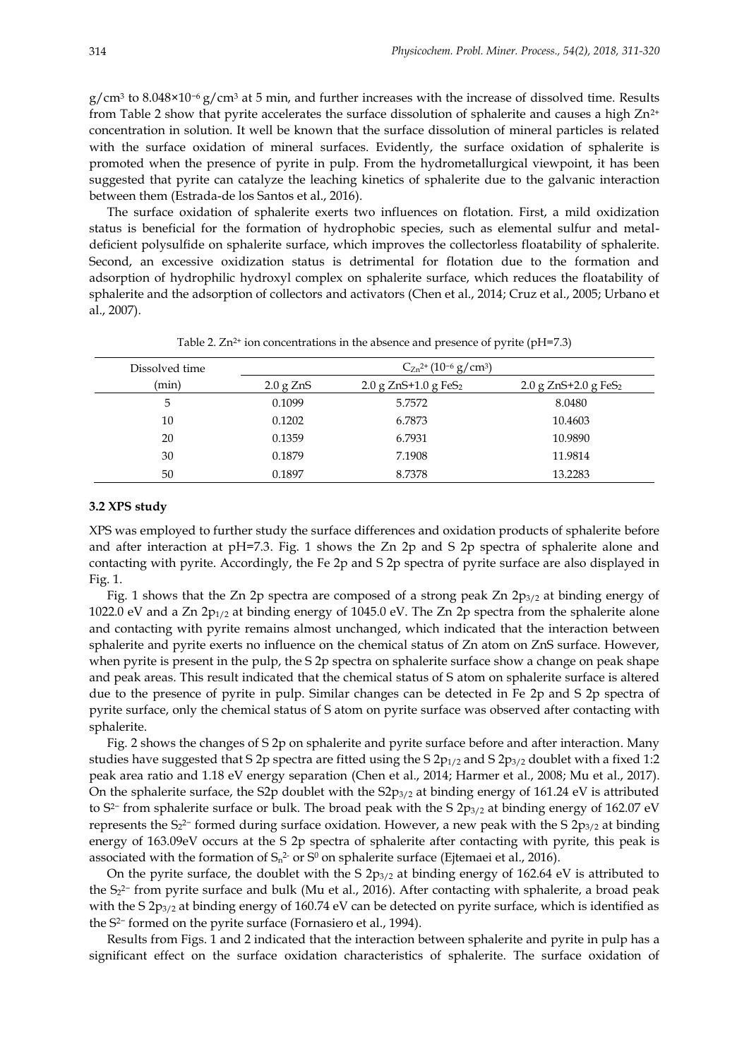$g/cm^3$ to $8.048\times10^{-6}$ $g/cm^3$ at 5 min, and further increases with the increase of dissolved time. Results from Table 2 show that pyrite accelerates the surface dissolution of sphalerite and causes a high $Zn^{2+}$ concentration in solution. It well be known that the surface dissolution of mineral particles is related with the surface oxidation of mineral surfaces. Evidently, the surface oxidation of sphalerite is promoted when the presence of pyrite in pulp. From the hydrometallurgical viewpoint, it has been suggested that pyrite can catalyze the leaching kinetics of sphalerite due to the galvanic interaction between them (Estrada-de los Santos et al., 2016).

The surface oxidation of sphalerite exerts two influences on flotation. First, a mild oxidization status is beneficial for the formation of hydrophobic species, such as elemental sulfur and metal-deficient polysulfide on sphalerite surface, which improves the collectorless floatability of sphalerite. Second, an excessive oxidization status is detrimental for flotation due to the formation and adsorption of hydrophilic hydroxyl complex on sphalerite surface, which reduces the floatability of sphalerite and the adsorption of collectors and activators (Chen et al., 2014; Cruz et al., 2005; Urbano et al., 2007).

Table 2. $Zn^{2+}$ ion concentrations in the absence and presence of pyrite (pH=7.3)

| Dissolved time (min) | $C_{Zn^{2+}}$ ($10^{-6}$ $g/cm^3$) | | |
|---|---|---|---|
| | 2.0 g ZnS | 2.0 g ZnS+1.0 g $FeS_2$ | 2.0 g ZnS+2.0 g $FeS_2$ |
| 5 | 0.1099 | 5.7572 | 8.0480 |
| 10 | 0.1202 | 6.7873 | 10.4603 |
| 20 | 0.1359 | 6.7931 | 10.9890 |
| 30 | 0.1879 | 7.1908 | 11.9814 |
| 50 | 0.1897 | 8.7378 | 13.2283 |

### 3.2 XPS study

XPS was employed to further study the surface differences and oxidation products of sphalerite before and after interaction at pH=7.3. Fig. 1 shows the Zn 2p and S 2p spectra of sphalerite alone and contacting with pyrite. Accordingly, the Fe 2p and S 2p spectra of pyrite surface are also displayed in Fig. 1.

Fig. 1 shows that the Zn 2p spectra are composed of a strong peak Zn $2p_{3/2}$ at binding energy of 1022.0 eV and a Zn $2p_{1/2}$ at binding energy of 1045.0 eV. The Zn 2p spectra from the sphalerite alone and contacting with pyrite remains almost unchanged, which indicated that the interaction between sphalerite and pyrite exerts no influence on the chemical status of Zn atom on ZnS surface. However, when pyrite is present in the pulp, the S 2p spectra on sphalerite surface show a change on peak shape and peak areas. This result indicated that the chemical status of S atom on sphalerite surface is altered due to the presence of pyrite in pulp. Similar changes can be detected in Fe 2p and S 2p spectra of pyrite surface, only the chemical status of S atom on pyrite surface was observed after contacting with sphalerite.

Fig. 2 shows the changes of S 2p on sphalerite and pyrite surface before and after interaction. Many studies have suggested that S 2p spectra are fitted using the S $2p_{1/2}$ and S $2p_{3/2}$ doublet with a fixed 1:2 peak area ratio and 1.18 eV energy separation (Chen et al., 2014; Harmer et al., 2008; Mu et al., 2017). On the sphalerite surface, the S2p doublet with the $S2p_{3/2}$ at binding energy of 161.24 eV is attributed to $S^{2-}$ from sphalerite surface or bulk. The broad peak with the S $2p_{3/2}$ at binding energy of 162.07 eV represents the $S_2^{2-}$ formed during surface oxidation. However, a new peak with the S $2p_{3/2}$ at binding energy of 163.09eV occurs at the S 2p spectra of sphalerite after contacting with pyrite, this peak is associated with the formation of $S_n^{2-}$ or $S^0$ on sphalerite surface (Ejtemaei et al., 2016).

On the pyrite surface, the doublet with the S $2p_{3/2}$ at binding energy of 162.64 eV is attributed to the $S_2^{2-}$ from pyrite surface and bulk (Mu et al., 2016). After contacting with sphalerite, a broad peak with the S $2p_{3/2}$ at binding energy of 160.74 eV can be detected on pyrite surface, which is identified as the $S^{2-}$ formed on the pyrite surface (Fornasiero et al., 1994).

Results from Figs. 1 and 2 indicated that the interaction between sphalerite and pyrite in pulp has a significant effect on the surface oxidation characteristics of sphalerite. The surface oxidation of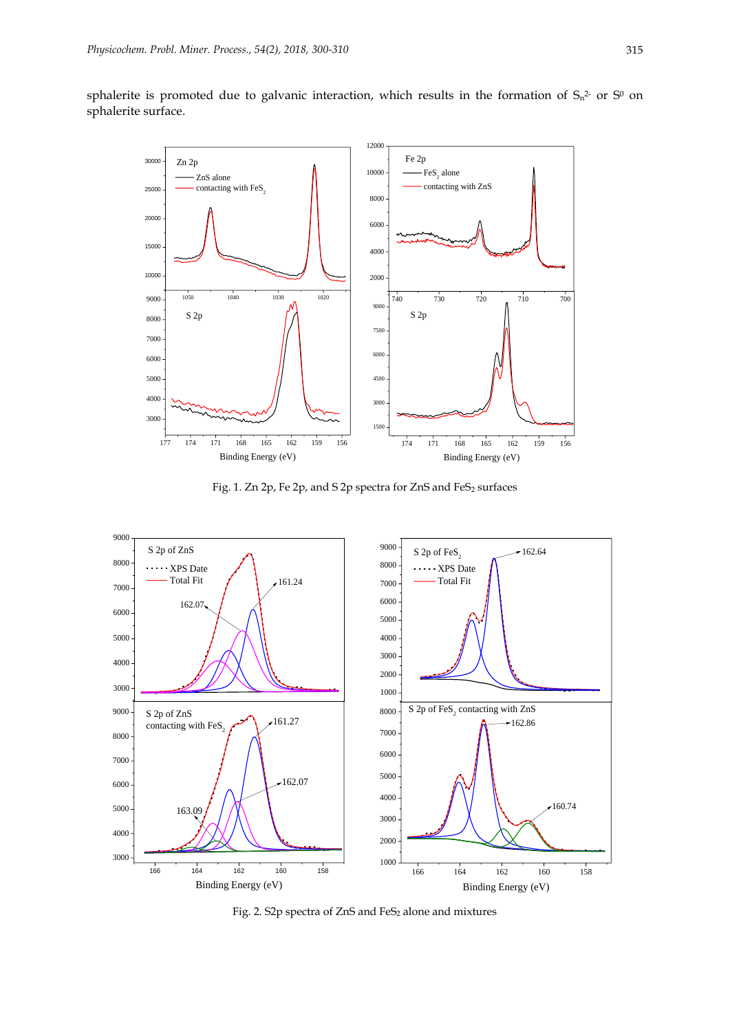sphalerite is promoted due to galvanic interaction, which results in the formation of $S_n^{2-}$ or $S^0$ on sphalerite surface.

Fig. 1. Zn 2p, Fe 2p, and S 2p spectra for ZnS and $FeS_2$ surfaces

Fig. 2. S2p spectra of ZnS and $FeS_2$ alone and mixtures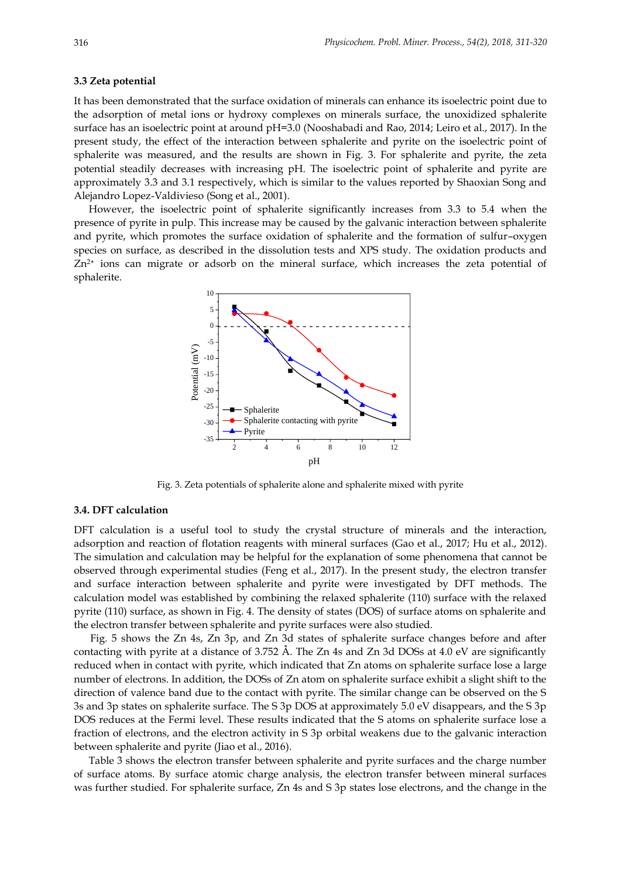### 3.3 Zeta potential

It has been demonstrated that the surface oxidation of minerals can enhance its isoelectric point due to the adsorption of metal ions or hydroxy complexes on minerals surface, the unoxidized sphalerite surface has an isoelectric point at around pH=3.0 (Nooshabadi and Rao, 2014; Leiro et al., 2017). In the present study, the effect of the interaction between sphalerite and pyrite on the isoelectric point of sphalerite was measured, and the results are shown in Fig. 3. For sphalerite and pyrite, the zeta potential steadily decreases with increasing pH. The isoelectric point of sphalerite and pyrite are approximately 3.3 and 3.1 respectively, which is similar to the values reported by Shaoxian Song and Alejandro Lopez-Valdivieso (Song et al., 2001).

However, the isoelectric point of sphalerite significantly increases from 3.3 to 5.4 when the presence of pyrite in pulp. This increase may be caused by the galvanic interaction between sphalerite and pyrite, which promotes the surface oxidation of sphalerite and the formation of sulfur–oxygen species on surface, as described in the dissolution tests and XPS study. The oxidation products and $Zn^{2+}$ ions can migrate or adsorb on the mineral surface, which increases the zeta potential of sphalerite.

Fig. 3. Zeta potentials of sphalerite alone and sphalerite mixed with pyrite

### 3.4. DFT calculation

DFT calculation is a useful tool to study the crystal structure of minerals and the interaction, adsorption and reaction of flotation reagents with mineral surfaces (Gao et al., 2017; Hu et al., 2012). The simulation and calculation may be helpful for the explanation of some phenomena that cannot be observed through experimental studies (Feng et al., 2017). In the present study, the electron transfer and surface interaction between sphalerite and pyrite were investigated by DFT methods. The calculation model was established by combining the relaxed sphalerite (110) surface with the relaxed pyrite (110) surface, as shown in Fig. 4. The density of states (DOS) of surface atoms on sphalerite and the electron transfer between sphalerite and pyrite surfaces were also studied.

Fig. 5 shows the Zn 4s, Zn 3p, and Zn 3d states of sphalerite surface changes before and after contacting with pyrite at a distance of 3.752 Å. The Zn 4s and Zn 3d DOSs at 4.0 eV are significantly reduced when in contact with pyrite, which indicated that Zn atoms on sphalerite surface lose a large number of electrons. In addition, the DOSs of Zn atom on sphalerite surface exhibit a slight shift to the direction of valence band due to the contact with pyrite. The similar change can be observed on the S 3s and 3p states on sphalerite surface. The S 3p DOS at approximately 5.0 eV disappears, and the S 3p DOS reduces at the Fermi level. These results indicated that the S atoms on sphalerite surface lose a fraction of electrons, and the electron activity in S 3p orbital weakens due to the galvanic interaction between sphalerite and pyrite (Jiao et al., 2016).

Table 3 shows the electron transfer between sphalerite and pyrite surfaces and the charge number of surface atoms. By surface atomic charge analysis, the electron transfer between mineral surfaces was further studied. For sphalerite surface, Zn 4s and S 3p states lose electrons, and the change in the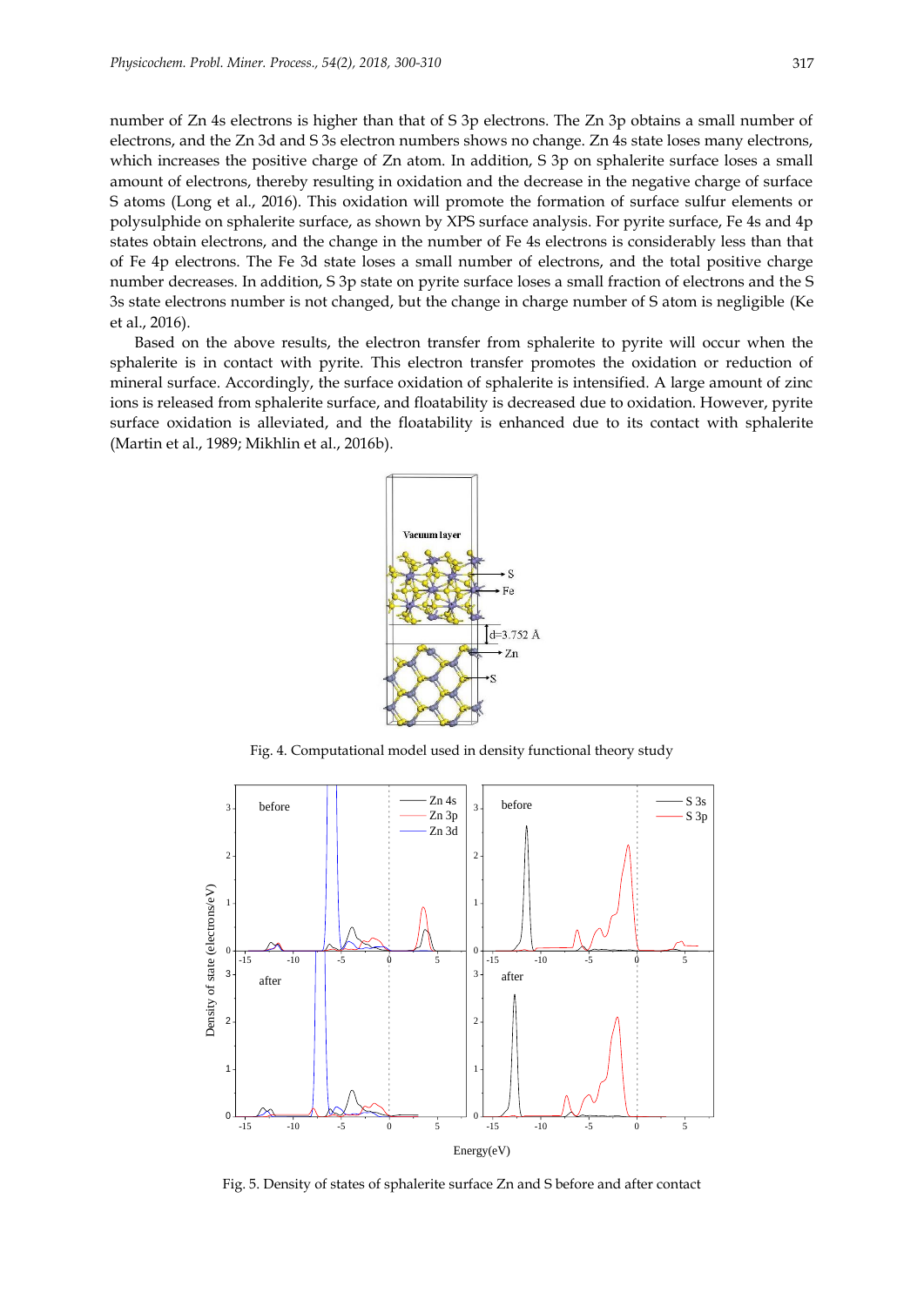number of Zn 4s electrons is higher than that of S 3p electrons. The Zn 3p obtains a small number of electrons, and the Zn 3d and S 3s electron numbers shows no change. Zn 4s state loses many electrons, which increases the positive charge of Zn atom. In addition, S 3p on sphalerite surface loses a small amount of electrons, thereby resulting in oxidation and the decrease in the negative charge of surface S atoms (Long et al., 2016). This oxidation will promote the formation of surface sulfur elements or polysulphide on sphalerite surface, as shown by XPS surface analysis. For pyrite surface, Fe 4s and 4p states obtain electrons, and the change in the number of Fe 4s electrons is considerably less than that of Fe 4p electrons. The Fe 3d state loses a small number of electrons, and the total positive charge number decreases. In addition, S 3p state on pyrite surface loses a small fraction of electrons and the S 3s state electrons number is not changed, but the change in charge number of S atom is negligible (Ke et al., 2016).

Based on the above results, the electron transfer from sphalerite to pyrite will occur when the sphalerite is in contact with pyrite. This electron transfer promotes the oxidation or reduction of mineral surface. Accordingly, the surface oxidation of sphalerite is intensified. A large amount of zinc ions is released from sphalerite surface, and floatability is decreased due to oxidation. However, pyrite surface oxidation is alleviated, and the floatability is enhanced due to its contact with sphalerite (Martin et al., 1989; Mikhlin et al., 2016b).

Fig. 4. Computational model used in density functional theory study

Fig. 5. Density of states of sphalerite surface Zn and S before and after contact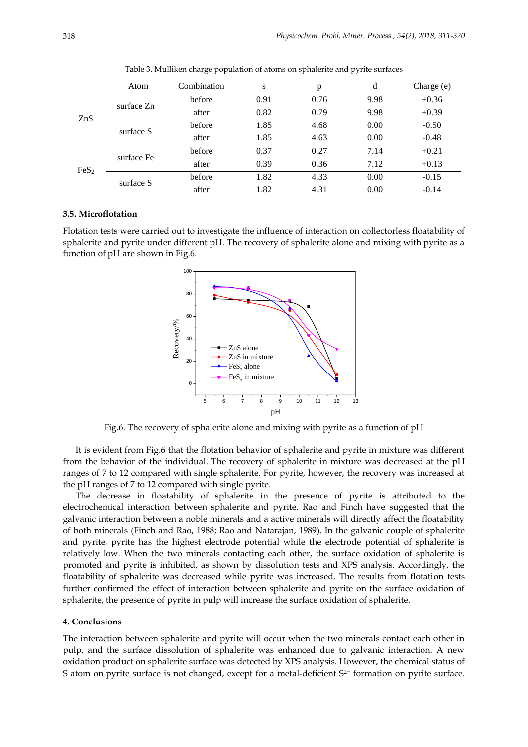Table 3. Mulliken charge population of atoms on sphalerite and pyrite surfaces

| | Atom | Combination | s | p | d | Charge (e) |
|---|---|---|---|---|---|---|
| ZnS | surface Zn | before | 0.91 | 0.76 | 9.98 | +0.36 |
| | | after | 0.82 | 0.79 | 9.98 | +0.39 |
| | surface S | before | 1.85 | 4.68 | 0.00 | -0.50 |
| | | after | 1.85 | 4.63 | 0.00 | -0.48 |
| $FeS_2$ | surface Fe | before | 0.37 | 0.27 | 7.14 | +0.21 |
| | | after | 0.39 | 0.36 | 7.12 | +0.13 |
| | surface S | before | 1.82 | 4.33 | 0.00 | -0.15 |
| | | after | 1.82 | 4.31 | 0.00 | -0.14 |

### 3.5. Microflotation

Flotation tests were carried out to investigate the influence of interaction on collectorless floatability of sphalerite and pyrite under different pH. The recovery of sphalerite alone and mixing with pyrite as a function of pH are shown in Fig.6.

Fig.6. The recovery of sphalerite alone and mixing with pyrite as a function of pH

It is evident from Fig.6 that the flotation behavior of sphalerite and pyrite in mixture was different from the behavior of the individual. The recovery of sphalerite in mixture was decreased at the pH ranges of 7 to 12 compared with single sphalerite. For pyrite, however, the recovery was increased at the pH ranges of 7 to 12 compared with single pyrite.

The decrease in floatability of sphalerite in the presence of pyrite is attributed to the electrochemical interaction between sphalerite and pyrite. Rao and Finch have suggested that the galvanic interaction between a noble minerals and a active minerals will directly affect the floatability of both minerals (Finch and Rao, 1988; Rao and Natarajan, 1989). In the galvanic couple of sphalerite and pyrite, pyrite has the highest electrode potential while the electrode potential of sphalerite is relatively low. When the two minerals contacting each other, the surface oxidation of sphalerite is promoted and pyrite is inhibited, as shown by dissolution tests and XPS analysis. Accordingly, the floatability of sphalerite was decreased while pyrite was increased. The results from flotation tests further confirmed the effect of interaction between sphalerite and pyrite on the surface oxidation of sphalerite, the presence of pyrite in pulp will increase the surface oxidation of sphalerite.

## 4. Conclusions

The interaction between sphalerite and pyrite will occur when the two minerals contact each other in pulp, and the surface dissolution of sphalerite was enhanced due to galvanic interaction. A new oxidation product on sphalerite surface was detected by XPS analysis. However, the chemical status of S atom on pyrite surface is not changed, except for a metal-deficient $S^{2-}$ formation on pyrite surface.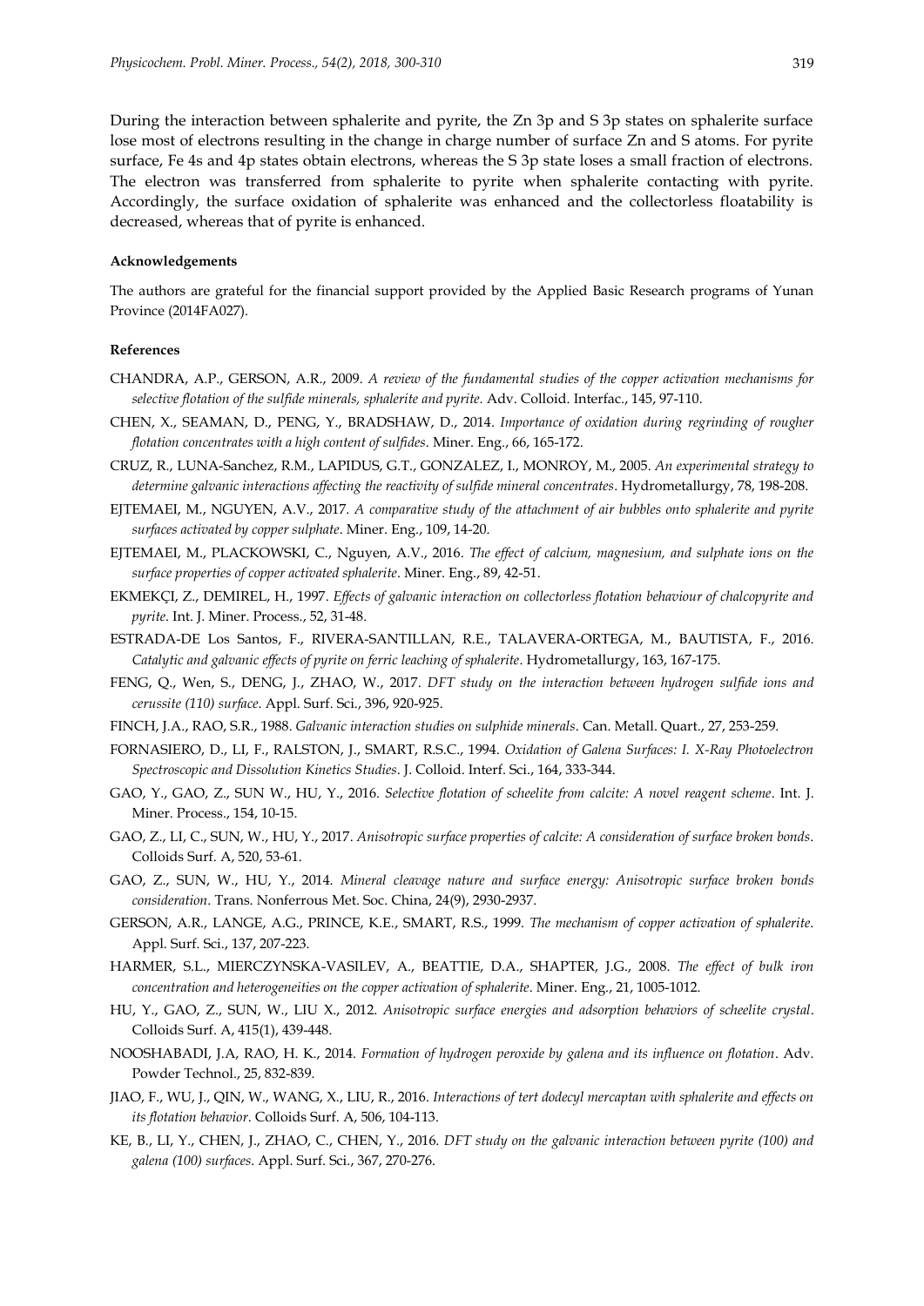During the interaction between sphalerite and pyrite, the Zn 3p and S 3p states on sphalerite surface lose most of electrons resulting in the change in charge number of surface Zn and S atoms. For pyrite surface, Fe 4s and 4p states obtain electrons, whereas the S 3p state loses a small fraction of electrons. The electron was transferred from sphalerite to pyrite when sphalerite contacting with pyrite. Accordingly, the surface oxidation of sphalerite was enhanced and the collectorless floatability is decreased, whereas that of pyrite is enhanced.

#### Acknowledgements

The authors are grateful for the financial support provided by the Applied Basic Research programs of Yunan Province (2014FA027).

#### References

CHANDRA, A.P., GERSON, A.R., 2009. *A review of the fundamental studies of the copper activation mechanisms for selective flotation of the sulfide minerals, sphalerite and pyrite.* Adv. Colloid. Interfac., 145, 97-110.

CHEN, X., SEAMAN, D., PENG, Y., BRADSHAW, D., 2014. *Importance of oxidation during regrinding of rougher flotation concentrates with a high content of sulfides*. Miner. Eng., 66, 165-172.

CRUZ, R., LUNA-Sanchez, R.M., LAPIDUS, G.T., GONZALEZ, I., MONROY, M., 2005. *An experimental strategy to determine galvanic interactions affecting the reactivity of sulfide mineral concentrates*. Hydrometallurgy, 78, 198-208.

EJTEMAEI, M., NGUYEN, A.V., 2017. *A comparative study of the attachment of air bubbles onto sphalerite and pyrite surfaces activated by copper sulphate*. Miner. Eng., 109, 14-20.

EJTEMAEI, M., PLACKOWSKI, C., Nguyen, A.V., 2016. *The effect of calcium, magnesium, and sulphate ions on the surface properties of copper activated sphalerite*. Miner. Eng., 89, 42-51.

EKMEKÇI, Z., DEMIREL, H., 1997. *Effects of galvanic interaction on collectorless flotation behaviour of chalcopyrite and pyrite*. Int. J. Miner. Process., 52, 31-48.

ESTRADA-DE Los Santos, F., RIVERA-SANTILLAN, R.E., TALAVERA-ORTEGA, M., BAUTISTA, F., 2016. *Catalytic and galvanic effects of pyrite on ferric leaching of sphalerite*. Hydrometallurgy, 163, 167-175.

FENG, Q., Wen, S., DENG, J., ZHAO, W., 2017. *DFT study on the interaction between hydrogen sulfide ions and cerussite (110) surface.* Appl. Surf. Sci., 396, 920-925.

FINCH, J.A., RAO, S.R., 1988. *Galvanic interaction studies on sulphide minerals*. Can. Metall. Quart., 27, 253-259.

FORNASIERO, D., LI, F., RALSTON, J., SMART, R.S.C., 1994. *Oxidation of Galena Surfaces: I. X-Ray Photoelectron Spectroscopic and Dissolution Kinetics Studies*. J. Colloid. Interf. Sci., 164, 333-344.

GAO, Y., GAO, Z., SUN W., HU, Y., 2016. *Selective flotation of scheelite from calcite: A novel reagent scheme*. Int. J. Miner. Process., 154, 10-15.

GAO, Z., LI, C., SUN, W., HU, Y., 2017. *Anisotropic surface properties of calcite: A consideration of surface broken bonds*. Colloids Surf. A, 520, 53-61.

GAO, Z., SUN, W., HU, Y., 2014. *Mineral cleavage nature and surface energy: Anisotropic surface broken bonds consideration*. Trans. Nonferrous Met. Soc. China, 24(9), 2930-2937.

GERSON, A.R., LANGE, A.G., PRINCE, K.E., SMART, R.S., 1999. *The mechanism of copper activation of sphalerite*. Appl. Surf. Sci., 137, 207-223.

HARMER, S.L., MIERCZYNSKA-VASILEV, A., BEATTIE, D.A., SHAPTER, J.G., 2008. *The effect of bulk iron concentration and heterogeneities on the copper activation of sphalerite*. Miner. Eng., 21, 1005-1012.

HU, Y., GAO, Z., SUN, W., LIU X., 2012. *Anisotropic surface energies and adsorption behaviors of scheelite crystal*. Colloids Surf. A, 415(1), 439-448.

NOOSHABADI, J.A, RAO, H. K., 2014. *Formation of hydrogen peroxide by galena and its influence on flotation*. Adv. Powder Technol., 25, 832-839.

JIAO, F., WU, J., QIN, W., WANG, X., LIU, R., 2016. *Interactions of tert dodecyl mercaptan with sphalerite and effects on its flotation behavior*. Colloids Surf. A, 506, 104-113.

KE, B., LI, Y., CHEN, J., ZHAO, C., CHEN, Y., 2016. *DFT study on the galvanic interaction between pyrite (100) and galena (100) surfaces*. Appl. Surf. Sci., 367, 270-276.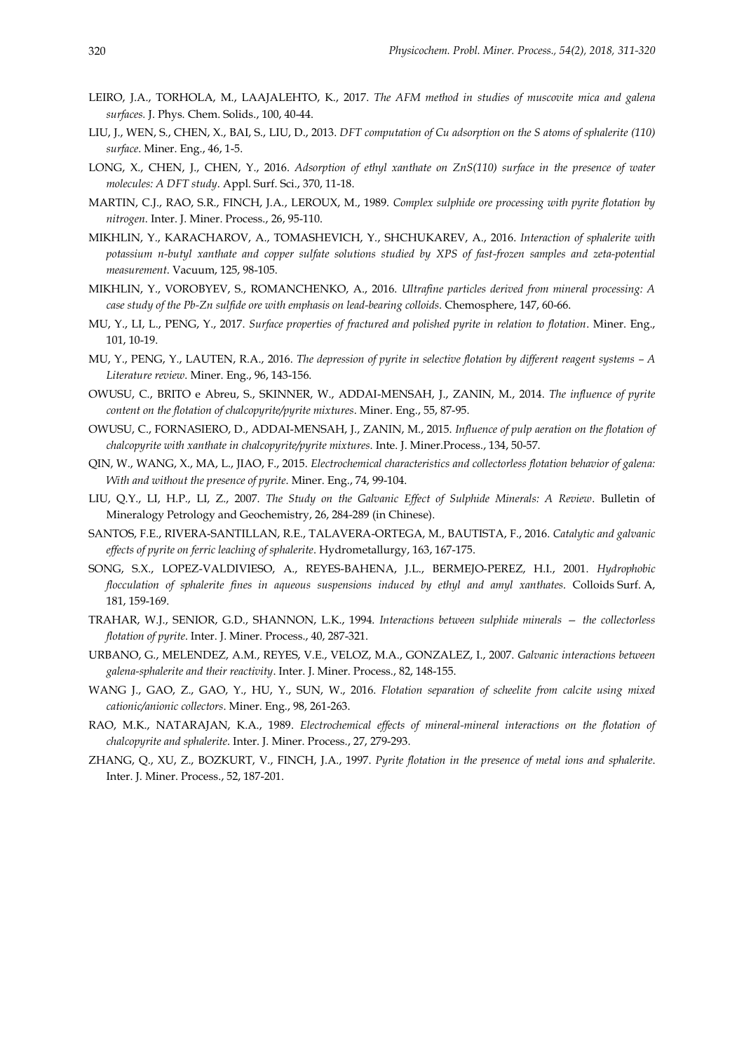LEIRO, J.A., TORHOLA, M., LAAJALEHTO, K., 2017. *The AFM method in studies of muscovite mica and galena surfaces.* J. Phys. Chem. Solids., 100, 40-44.

LIU, J., WEN, S., CHEN, X., BAI, S., LIU, D., 2013. *DFT computation of Cu adsorption on the S atoms of sphalerite (110) surface*. Miner. Eng., 46, 1-5.

LONG, X., CHEN, J., CHEN, Y., 2016. *Adsorption of ethyl xanthate on ZnS(110) surface in the presence of water molecules: A DFT study*. Appl. Surf. Sci., 370, 11-18.

MARTIN, C.J., RAO, S.R., FINCH, J.A., LEROUX, M., 1989. *Complex sulphide ore processing with pyrite flotation by nitrogen.* Inter. J. Miner. Process., 26, 95-110.

MIKHLIN, Y., KARACHAROV, A., TOMASHEVICH, Y., SHCHUKAREV, A., 2016. *Interaction of sphalerite with potassium n-butyl xanthate and copper sulfate solutions studied by XPS of fast-frozen samples and zeta-potential measurement*. Vacuum, 125, 98-105.

MIKHLIN, Y., VOROBYEV, S., ROMANCHENKO, A., 2016. *Ultrafine particles derived from mineral processing: A case study of the Pb-Zn sulfide ore with emphasis on lead-bearing colloids*. Chemosphere, 147, 60-66.

MU, Y., LI, L., PENG, Y., 2017. *Surface properties of fractured and polished pyrite in relation to flotation*. Miner. Eng., 101, 10-19.

MU, Y., PENG, Y., LAUTEN, R.A., 2016. *The depression of pyrite in selective flotation by different reagent systems – A Literature review*. Miner. Eng., 96, 143-156.

OWUSU, C., BRITO e Abreu, S., SKINNER, W., ADDAI-MENSAH, J., ZANIN, M., 2014. *The influence of pyrite content on the flotation of chalcopyrite/pyrite mixtures*. Miner. Eng., 55, 87-95.

OWUSU, C., FORNASIERO, D., ADDAI-MENSAH, J., ZANIN, M., 2015. *Influence of pulp aeration on the flotation of chalcopyrite with xanthate in chalcopyrite/pyrite mixtures.* Inte. J. Miner.Process., 134, 50-57.

QIN, W., WANG, X., MA, L., JIAO, F., 2015. *Electrochemical characteristics and collectorless flotation behavior of galena: With and without the presence of pyrite.* Miner. Eng., 74, 99-104.

LIU, Q.Y., LI, H.P., LI, Z., 2007. *The Study on the Galvanic Effect of Sulphide Minerals: A Review*. Bulletin of Mineralogy Petrology and Geochemistry, 26, 284-289 (in Chinese).

SANTOS, F.E., RIVERA-SANTILLAN, R.E., TALAVERA-ORTEGA, M., BAUTISTA, F., 2016. *Catalytic and galvanic effects of pyrite on ferric leaching of sphalerite*. Hydrometallurgy, 163, 167-175.

SONG, S.X., LOPEZ-VALDIVIESO, A., REYES-BAHENA, J.L., BERMEJO-PEREZ, H.I., 2001. *Hydrophobic flocculation of sphalerite fines in aqueous suspensions induced by ethyl and amyl xanthates.* Colloids Surf. A, 181, 159-169.

TRAHAR, W.J., SENIOR, G.D., SHANNON, L.K., 1994. *Interactions between sulphide minerals — the collectorless flotation of pyrite*. Inter. J. Miner. Process., 40, 287-321.

URBANO, G., MELENDEZ, A.M., REYES, V.E., VELOZ, M.A., GONZALEZ, I., 2007. *Galvanic interactions between galena-sphalerite and their reactivity*. Inter. J. Miner. Process., 82, 148-155.

WANG J., GAO, Z., GAO, Y., HU, Y., SUN, W., 2016. *Flotation separation of scheelite from calcite using mixed cationic/anionic collectors*. Miner. Eng., 98, 261-263.

RAO, M.K., NATARAJAN, K.A., 1989. *Electrochemical effects of mineral-mineral interactions on the flotation of chalcopyrite and sphalerite*. Inter. J. Miner. Process., 27, 279-293.

ZHANG, Q., XU, Z., BOZKURT, V., FINCH, J.A., 1997. *Pyrite flotation in the presence of metal ions and sphalerite*. Inter. J. Miner. Process., 52, 187-201.